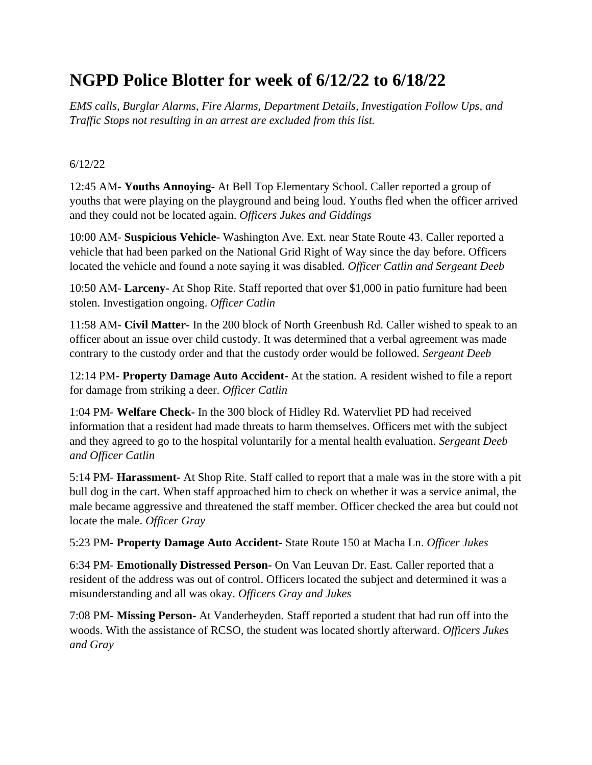# NGPD Police Blotter for week of 6/12/22 to 6/18/22

*EMS calls, Burglar Alarms, Fire Alarms, Department Details, Investigation Follow Ups, and Traffic Stops not resulting in an arrest are excluded from this list.*

6/12/22

12:45 AM- **Youths Annoying-** At Bell Top Elementary School. Caller reported a group of youths that were playing on the playground and being loud. Youths fled when the officer arrived and they could not be located again. *Officers Jukes and Giddings*

10:00 AM- **Suspicious Vehicle-** Washington Ave. Ext. near State Route 43. Caller reported a vehicle that had been parked on the National Grid Right of Way since the day before. Officers located the vehicle and found a note saying it was disabled. *Officer Catlin and Sergeant Deeb*

10:50 AM- **Larceny-** At Shop Rite. Staff reported that over $1,000 in patio furniture had been stolen. Investigation ongoing. *Officer Catlin*

11:58 AM- **Civil Matter-** In the 200 block of North Greenbush Rd. Caller wished to speak to an officer about an issue over child custody. It was determined that a verbal agreement was made contrary to the custody order and that the custody order would be followed. *Sergeant Deeb*

12:14 PM- **Property Damage Auto Accident-** At the station. A resident wished to file a report for damage from striking a deer. *Officer Catlin*

1:04 PM- **Welfare Check-** In the 300 block of Hidley Rd. Watervliet PD had received information that a resident had made threats to harm themselves. Officers met with the subject and they agreed to go to the hospital voluntarily for a mental health evaluation. *Sergeant Deeb and Officer Catlin*

5:14 PM- **Harassment-** At Shop Rite. Staff called to report that a male was in the store with a pit bull dog in the cart. When staff approached him to check on whether it was a service animal, the male became aggressive and threatened the staff member. Officer checked the area but could not locate the male. *Officer Gray*

5:23 PM- **Property Damage Auto Accident-** State Route 150 at Macha Ln. *Officer Jukes*

6:34 PM- **Emotionally Distressed Person-** On Van Leuvan Dr. East. Caller reported that a resident of the address was out of control. Officers located the subject and determined it was a misunderstanding and all was okay. *Officers Gray and Jukes*

7:08 PM- **Missing Person-** At Vanderheyden. Staff reported a student that had run off into the woods. With the assistance of RCSO, the student was located shortly afterward. *Officers Jukes and Gray*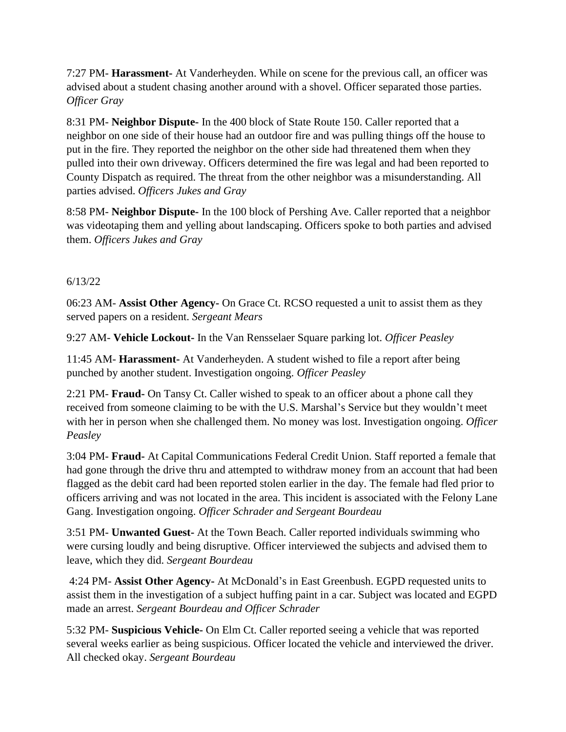7:27 PM- **Harassment-** At Vanderheyden. While on scene for the previous call, an officer was advised about a student chasing another around with a shovel. Officer separated those parties. *Officer Gray*

8:31 PM- **Neighbor Dispute-** In the 400 block of State Route 150. Caller reported that a neighbor on one side of their house had an outdoor fire and was pulling things off the house to put in the fire. They reported the neighbor on the other side had threatened them when they pulled into their own driveway. Officers determined the fire was legal and had been reported to County Dispatch as required. The threat from the other neighbor was a misunderstanding. All parties advised. *Officers Jukes and Gray*

8:58 PM- **Neighbor Dispute-** In the 100 block of Pershing Ave. Caller reported that a neighbor was videotaping them and yelling about landscaping. Officers spoke to both parties and advised them. *Officers Jukes and Gray*

6/13/22

06:23 AM- **Assist Other Agency-** On Grace Ct. RCSO requested a unit to assist them as they served papers on a resident. *Sergeant Mears*

9:27 AM- **Vehicle Lockout-** In the Van Rensselaer Square parking lot. *Officer Peasley*

11:45 AM- **Harassment-** At Vanderheyden. A student wished to file a report after being punched by another student. Investigation ongoing. *Officer Peasley*

2:21 PM- **Fraud-** On Tansy Ct. Caller wished to speak to an officer about a phone call they received from someone claiming to be with the U.S. Marshal's Service but they wouldn't meet with her in person when she challenged them. No money was lost. Investigation ongoing. *Officer Peasley*

3:04 PM- **Fraud-** At Capital Communications Federal Credit Union. Staff reported a female that had gone through the drive thru and attempted to withdraw money from an account that had been flagged as the debit card had been reported stolen earlier in the day. The female had fled prior to officers arriving and was not located in the area. This incident is associated with the Felony Lane Gang. Investigation ongoing. *Officer Schrader and Sergeant Bourdeau*

3:51 PM- **Unwanted Guest-** At the Town Beach. Caller reported individuals swimming who were cursing loudly and being disruptive. Officer interviewed the subjects and advised them to leave, which they did. *Sergeant Bourdeau*

4:24 PM- **Assist Other Agency-** At McDonald's in East Greenbush. EGPD requested units to assist them in the investigation of a subject huffing paint in a car. Subject was located and EGPD made an arrest. *Sergeant Bourdeau and Officer Schrader*

5:32 PM- **Suspicious Vehicle-** On Elm Ct. Caller reported seeing a vehicle that was reported several weeks earlier as being suspicious. Officer located the vehicle and interviewed the driver. All checked okay. *Sergeant Bourdeau*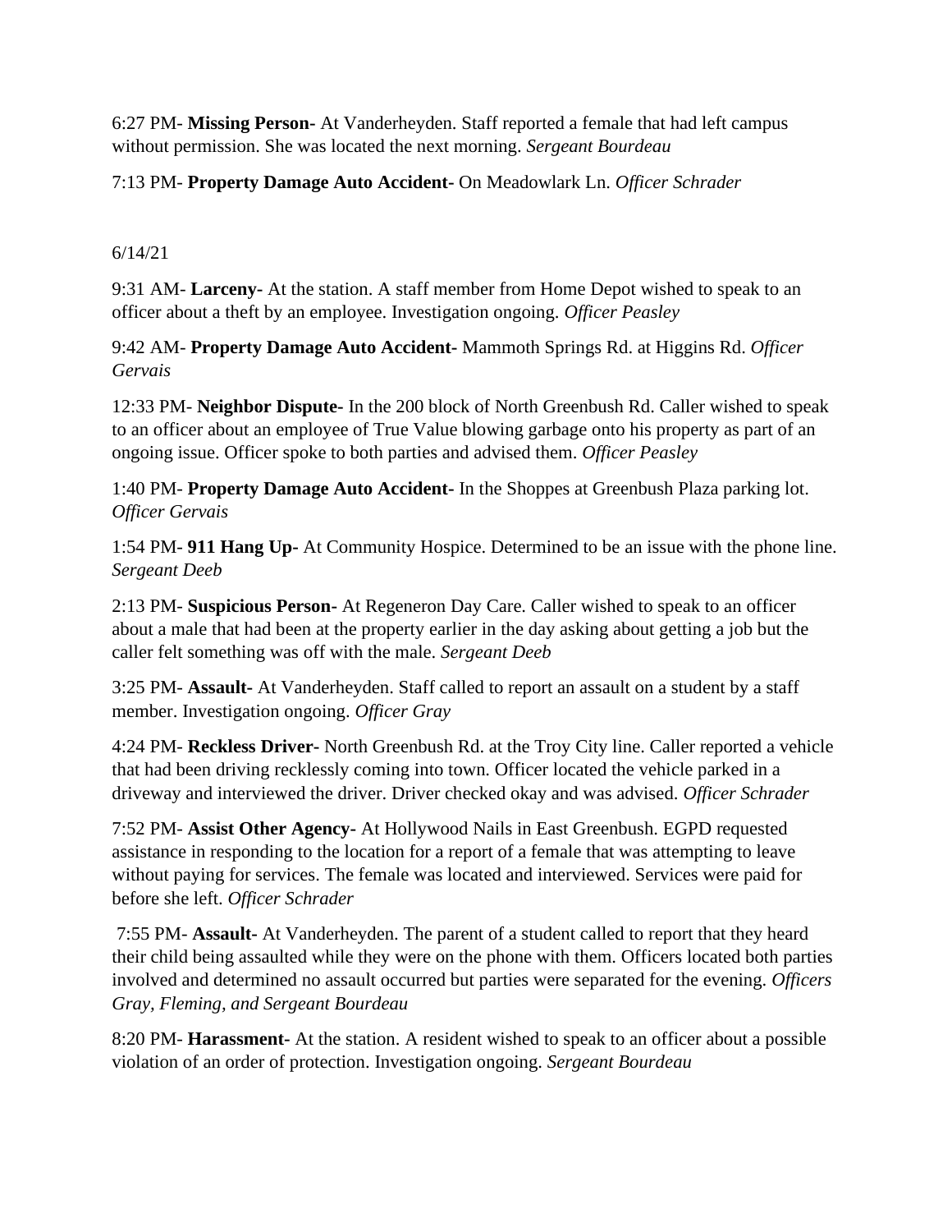6:27 PM- **Missing Person-** At Vanderheyden. Staff reported a female that had left campus without permission. She was located the next morning. *Sergeant Bourdeau*

7:13 PM- **Property Damage Auto Accident-** On Meadowlark Ln. *Officer Schrader*

6/14/21

9:31 AM- **Larceny-** At the station. A staff member from Home Depot wished to speak to an officer about a theft by an employee. Investigation ongoing. *Officer Peasley*

9:42 AM- **Property Damage Auto Accident-** Mammoth Springs Rd. at Higgins Rd. *Officer Gervais*

12:33 PM- **Neighbor Dispute-** In the 200 block of North Greenbush Rd. Caller wished to speak to an officer about an employee of True Value blowing garbage onto his property as part of an ongoing issue. Officer spoke to both parties and advised them. *Officer Peasley*

1:40 PM- **Property Damage Auto Accident-** In the Shoppes at Greenbush Plaza parking lot. *Officer Gervais*

1:54 PM- **911 Hang Up-** At Community Hospice. Determined to be an issue with the phone line. *Sergeant Deeb*

2:13 PM- **Suspicious Person-** At Regeneron Day Care. Caller wished to speak to an officer about a male that had been at the property earlier in the day asking about getting a job but the caller felt something was off with the male. *Sergeant Deeb*

3:25 PM- **Assault-** At Vanderheyden. Staff called to report an assault on a student by a staff member. Investigation ongoing. *Officer Gray*

4:24 PM- **Reckless Driver-** North Greenbush Rd. at the Troy City line. Caller reported a vehicle that had been driving recklessly coming into town. Officer located the vehicle parked in a driveway and interviewed the driver. Driver checked okay and was advised. *Officer Schrader*

7:52 PM- **Assist Other Agency-** At Hollywood Nails in East Greenbush. EGPD requested assistance in responding to the location for a report of a female that was attempting to leave without paying for services. The female was located and interviewed. Services were paid for before she left. *Officer Schrader*

7:55 PM- **Assault-** At Vanderheyden. The parent of a student called to report that they heard their child being assaulted while they were on the phone with them. Officers located both parties involved and determined no assault occurred but parties were separated for the evening. *Officers Gray, Fleming, and Sergeant Bourdeau*

8:20 PM- **Harassment-** At the station. A resident wished to speak to an officer about a possible violation of an order of protection. Investigation ongoing. *Sergeant Bourdeau*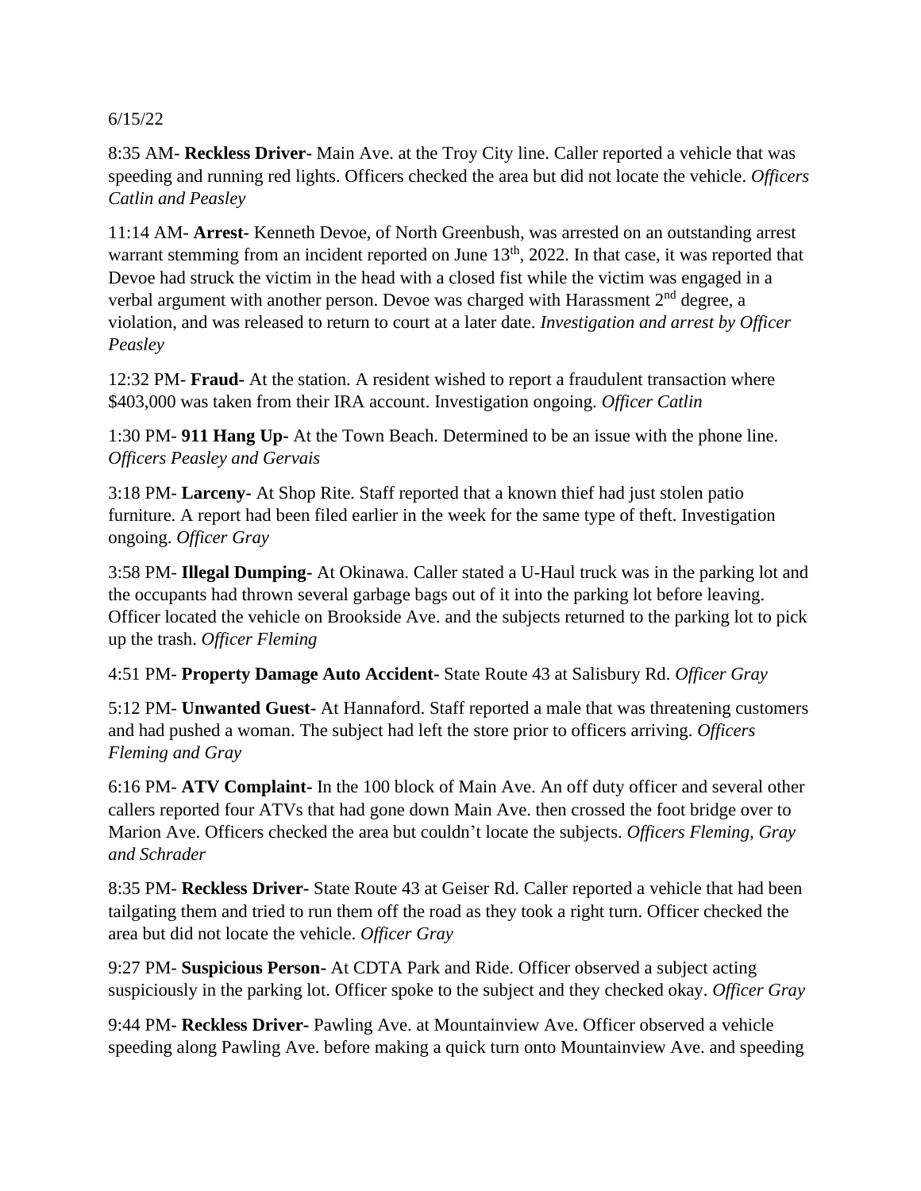6/15/22

8:35 AM- **Reckless Driver-** Main Ave. at the Troy City line. Caller reported a vehicle that was speeding and running red lights. Officers checked the area but did not locate the vehicle. *Officers Catlin and Peasley*

11:14 AM- **Arrest-** Kenneth Devoe, of North Greenbush, was arrested on an outstanding arrest warrant stemming from an incident reported on June 13th, 2022. In that case, it was reported that Devoe had struck the victim in the head with a closed fist while the victim was engaged in a verbal argument with another person. Devoe was charged with Harassment 2nd degree, a violation, and was released to return to court at a later date. *Investigation and arrest by Officer Peasley*

12:32 PM- **Fraud-** At the station. A resident wished to report a fraudulent transaction where $403,000 was taken from their IRA account. Investigation ongoing. *Officer Catlin*

1:30 PM- **911 Hang Up-** At the Town Beach. Determined to be an issue with the phone line. *Officers Peasley and Gervais*

3:18 PM- **Larceny-** At Shop Rite. Staff reported that a known thief had just stolen patio furniture. A report had been filed earlier in the week for the same type of theft. Investigation ongoing. *Officer Gray*

3:58 PM- **Illegal Dumping-** At Okinawa. Caller stated a U-Haul truck was in the parking lot and the occupants had thrown several garbage bags out of it into the parking lot before leaving. Officer located the vehicle on Brookside Ave. and the subjects returned to the parking lot to pick up the trash. *Officer Fleming*

4:51 PM- **Property Damage Auto Accident-** State Route 43 at Salisbury Rd. *Officer Gray*

5:12 PM- **Unwanted Guest-** At Hannaford. Staff reported a male that was threatening customers and had pushed a woman. The subject had left the store prior to officers arriving. *Officers Fleming and Gray*

6:16 PM- **ATV Complaint-** In the 100 block of Main Ave. An off duty officer and several other callers reported four ATVs that had gone down Main Ave. then crossed the foot bridge over to Marion Ave. Officers checked the area but couldn't locate the subjects. *Officers Fleming, Gray and Schrader*

8:35 PM- **Reckless Driver-** State Route 43 at Geiser Rd. Caller reported a vehicle that had been tailgating them and tried to run them off the road as they took a right turn. Officer checked the area but did not locate the vehicle. *Officer Gray*

9:27 PM- **Suspicious Person-** At CDTA Park and Ride. Officer observed a subject acting suspiciously in the parking lot. Officer spoke to the subject and they checked okay. *Officer Gray*

9:44 PM- **Reckless Driver-** Pawling Ave. at Mountainview Ave. Officer observed a vehicle speeding along Pawling Ave. before making a quick turn onto Mountainview Ave. and speeding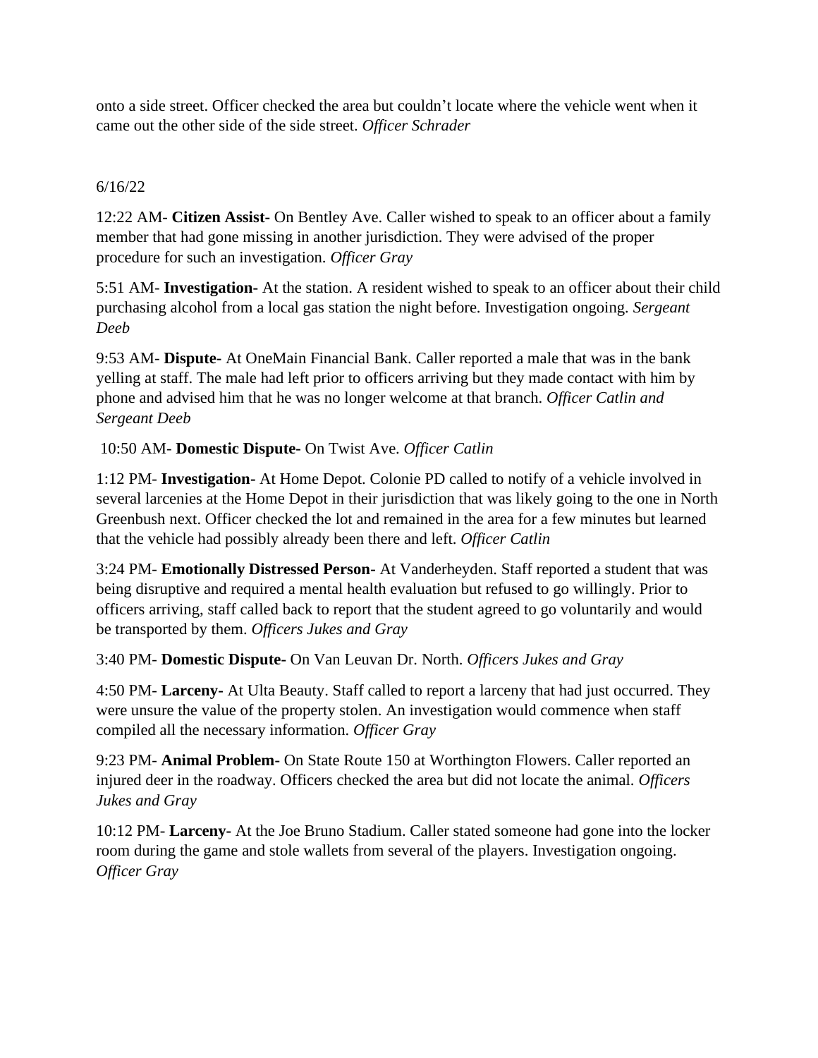onto a side street. Officer checked the area but couldn't locate where the vehicle went when it came out the other side of the side street. *Officer Schrader*

6/16/22

12:22 AM- **Citizen Assist-** On Bentley Ave. Caller wished to speak to an officer about a family member that had gone missing in another jurisdiction. They were advised of the proper procedure for such an investigation. *Officer Gray*

5:51 AM- **Investigation-** At the station. A resident wished to speak to an officer about their child purchasing alcohol from a local gas station the night before. Investigation ongoing. *Sergeant Deeb*

9:53 AM- **Dispute-** At OneMain Financial Bank. Caller reported a male that was in the bank yelling at staff. The male had left prior to officers arriving but they made contact with him by phone and advised him that he was no longer welcome at that branch. *Officer Catlin and Sergeant Deeb*

10:50 AM- **Domestic Dispute-** On Twist Ave. *Officer Catlin*

1:12 PM- **Investigation-** At Home Depot. Colonie PD called to notify of a vehicle involved in several larcenies at the Home Depot in their jurisdiction that was likely going to the one in North Greenbush next. Officer checked the lot and remained in the area for a few minutes but learned that the vehicle had possibly already been there and left. *Officer Catlin*

3:24 PM- **Emotionally Distressed Person-** At Vanderheyden. Staff reported a student that was being disruptive and required a mental health evaluation but refused to go willingly. Prior to officers arriving, staff called back to report that the student agreed to go voluntarily and would be transported by them. *Officers Jukes and Gray*

3:40 PM- **Domestic Dispute-** On Van Leuvan Dr. North. *Officers Jukes and Gray*

4:50 PM- **Larceny-** At Ulta Beauty. Staff called to report a larceny that had just occurred. They were unsure the value of the property stolen. An investigation would commence when staff compiled all the necessary information. *Officer Gray*

9:23 PM- **Animal Problem-** On State Route 150 at Worthington Flowers. Caller reported an injured deer in the roadway. Officers checked the area but did not locate the animal. *Officers Jukes and Gray*

10:12 PM- **Larceny-** At the Joe Bruno Stadium. Caller stated someone had gone into the locker room during the game and stole wallets from several of the players. Investigation ongoing. *Officer Gray*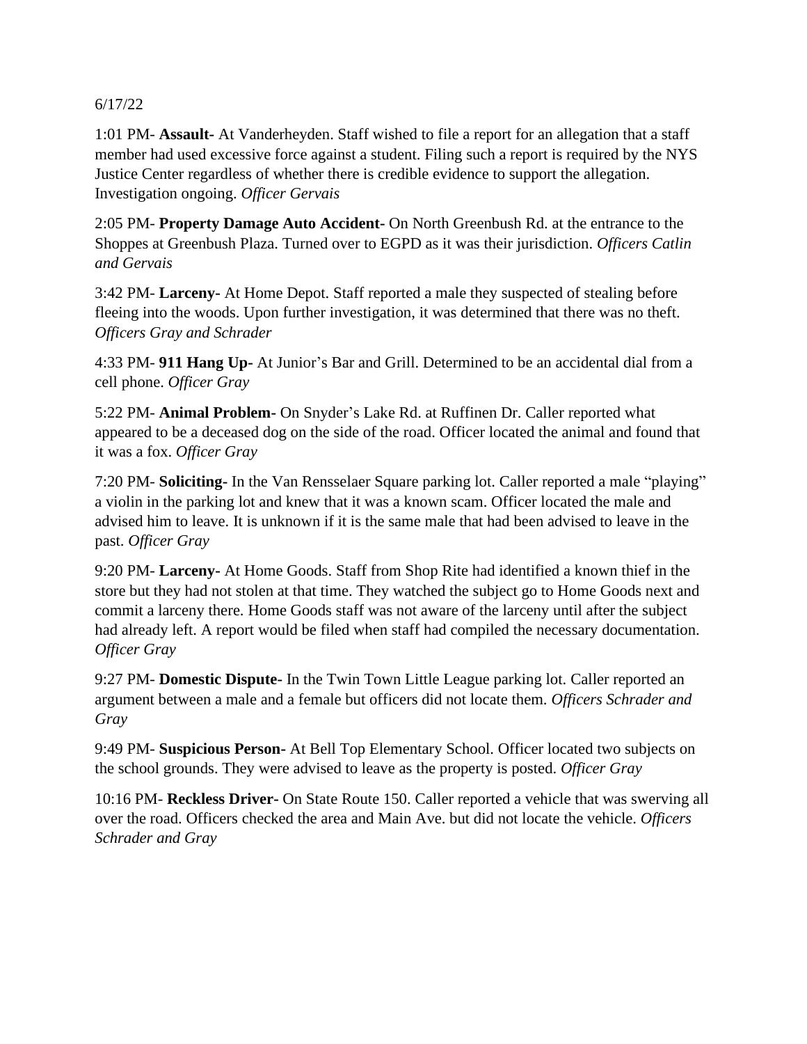6/17/22

1:01 PM- **Assault-** At Vanderheyden. Staff wished to file a report for an allegation that a staff member had used excessive force against a student. Filing such a report is required by the NYS Justice Center regardless of whether there is credible evidence to support the allegation. Investigation ongoing. *Officer Gervais*

2:05 PM- **Property Damage Auto Accident-** On North Greenbush Rd. at the entrance to the Shoppes at Greenbush Plaza. Turned over to EGPD as it was their jurisdiction. *Officers Catlin and Gervais*

3:42 PM- **Larceny-** At Home Depot. Staff reported a male they suspected of stealing before fleeing into the woods. Upon further investigation, it was determined that there was no theft. *Officers Gray and Schrader*

4:33 PM- **911 Hang Up-** At Junior's Bar and Grill. Determined to be an accidental dial from a cell phone. *Officer Gray*

5:22 PM- **Animal Problem-** On Snyder's Lake Rd. at Ruffinen Dr. Caller reported what appeared to be a deceased dog on the side of the road. Officer located the animal and found that it was a fox. *Officer Gray*

7:20 PM- **Soliciting-** In the Van Rensselaer Square parking lot. Caller reported a male "playing" a violin in the parking lot and knew that it was a known scam. Officer located the male and advised him to leave. It is unknown if it is the same male that had been advised to leave in the past. *Officer Gray*

9:20 PM- **Larceny-** At Home Goods. Staff from Shop Rite had identified a known thief in the store but they had not stolen at that time. They watched the subject go to Home Goods next and commit a larceny there. Home Goods staff was not aware of the larceny until after the subject had already left. A report would be filed when staff had compiled the necessary documentation. *Officer Gray*

9:27 PM- **Domestic Dispute-** In the Twin Town Little League parking lot. Caller reported an argument between a male and a female but officers did not locate them. *Officers Schrader and Gray*

9:49 PM- **Suspicious Person-** At Bell Top Elementary School. Officer located two subjects on the school grounds. They were advised to leave as the property is posted. *Officer Gray*

10:16 PM- **Reckless Driver-** On State Route 150. Caller reported a vehicle that was swerving all over the road. Officers checked the area and Main Ave. but did not locate the vehicle. *Officers Schrader and Gray*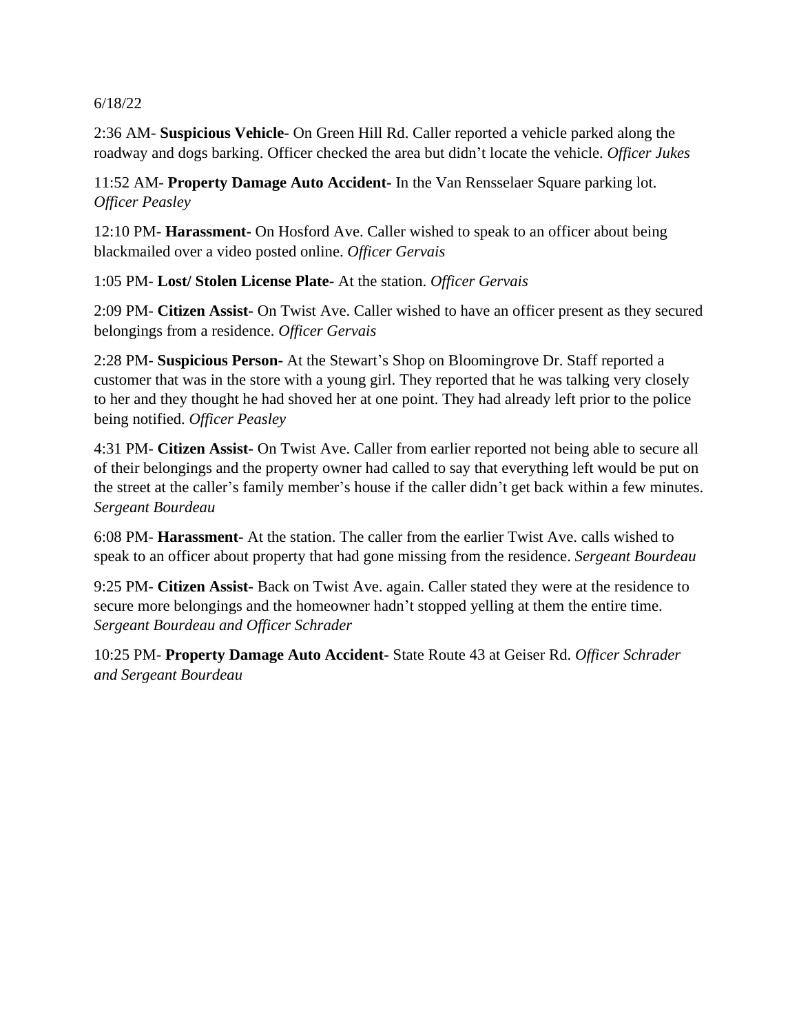6/18/22

2:36 AM- **Suspicious Vehicle-** On Green Hill Rd. Caller reported a vehicle parked along the roadway and dogs barking. Officer checked the area but didn't locate the vehicle. *Officer Jukes*

11:52 AM- **Property Damage Auto Accident-** In the Van Rensselaer Square parking lot. *Officer Peasley*

12:10 PM- **Harassment-** On Hosford Ave. Caller wished to speak to an officer about being blackmailed over a video posted online. *Officer Gervais*

1:05 PM- **Lost/ Stolen License Plate-** At the station. *Officer Gervais*

2:09 PM- **Citizen Assist-** On Twist Ave. Caller wished to have an officer present as they secured belongings from a residence. *Officer Gervais*

2:28 PM- **Suspicious Person-** At the Stewart's Shop on Bloomingrove Dr. Staff reported a customer that was in the store with a young girl. They reported that he was talking very closely to her and they thought he had shoved her at one point. They had already left prior to the police being notified. *Officer Peasley*

4:31 PM- **Citizen Assist-** On Twist Ave. Caller from earlier reported not being able to secure all of their belongings and the property owner had called to say that everything left would be put on the street at the caller's family member's house if the caller didn't get back within a few minutes. *Sergeant Bourdeau*

6:08 PM- **Harassment-** At the station. The caller from the earlier Twist Ave. calls wished to speak to an officer about property that had gone missing from the residence. *Sergeant Bourdeau*

9:25 PM- **Citizen Assist-** Back on Twist Ave. again. Caller stated they were at the residence to secure more belongings and the homeowner hadn't stopped yelling at them the entire time. *Sergeant Bourdeau and Officer Schrader*

10:25 PM- **Property Damage Auto Accident-** State Route 43 at Geiser Rd. *Officer Schrader and Sergeant Bourdeau*